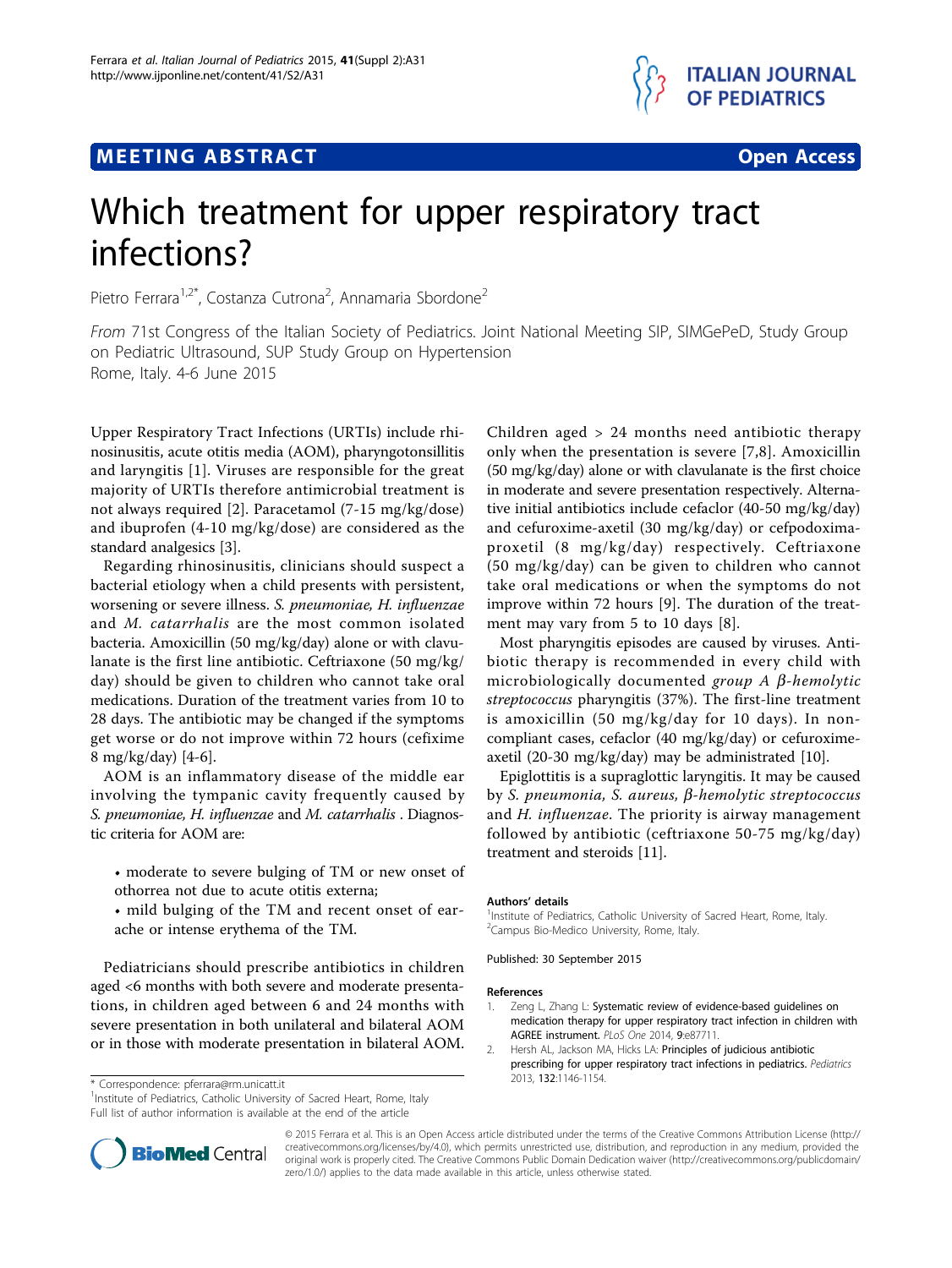MEETING ABSTRACT — Open Access

# Which treatment for upper respiratory tract infections?

Pietro Ferrara[1,2*], Costanza Cutrona[2], Annamaria Sbordone[2]

*From* 71st Congress of the Italian Society of Pediatrics. Joint National Meeting SIP, SIMGePeD, Study Group on Pediatric Ultrasound, SUP Study Group on Hypertension
Rome, Italy. 4-6 June 2015

Upper Respiratory Tract Infections (URTIs) include rhinosinusitis, acute otitis media (AOM), pharyngotonsillitis and laryngitis [1]. Viruses are responsible for the great majority of URTIs therefore antimicrobial treatment is not always required [2]. Paracetamol (7-15 mg/kg/dose) and ibuprofen (4-10 mg/kg/dose) are considered as the standard analgesics [3].

Regarding rhinosinusitis, clinicians should suspect a bacterial etiology when a child presents with persistent, worsening or severe illness. *S. pneumoniae, H. influenzae* and *M. catarrhalis* are the most common isolated bacteria. Amoxicillin (50 mg/kg/day) alone or with clavulanate is the first line antibiotic. Ceftriaxone (50 mg/kg/day) should be given to children who cannot take oral medications. Duration of the treatment varies from 10 to 28 days. The antibiotic may be changed if the symptoms get worse or do not improve within 72 hours (cefixime 8 mg/kg/day) [4-6].

AOM is an inflammatory disease of the middle ear involving the tympanic cavity frequently caused by *S. pneumoniae, H. influenzae* and *M. catarrhalis* . Diagnostic criteria for AOM are:

- moderate to severe bulging of TM or new onset of othorrea not due to acute otitis externa;
- mild bulging of the TM and recent onset of earache or intense erythema of the TM.

Pediatricians should prescribe antibiotics in children aged <6 months with both severe and moderate presentations, in children aged between 6 and 24 months with severe presentation in both unilateral and bilateral AOM or in those with moderate presentation in bilateral AOM. Children aged > 24 months need antibiotic therapy only when the presentation is severe [7,8]. Amoxicillin (50 mg/kg/day) alone or with clavulanate is the first choice in moderate and severe presentation respectively. Alternative initial antibiotics include cefaclor (40-50 mg/kg/day) and cefuroxime-axetil (30 mg/kg/day) or cefpodoxima-proxetil (8 mg/kg/day) respectively. Ceftriaxone (50 mg/kg/day) can be given to children who cannot take oral medications or when the symptoms do not improve within 72 hours [9]. The duration of the treatment may vary from 5 to 10 days [8].

Most pharyngitis episodes are caused by viruses. Antibiotic therapy is recommended in every child with microbiologically documented *group A β-hemolytic streptococcus* pharyngitis (37%). The first-line treatment is amoxicillin (50 mg/kg/day for 10 days). In non-compliant cases, cefaclor (40 mg/kg/day) or cefuroxime-axetil (20-30 mg/kg/day) may be administrated [10].

Epiglottitis is a supraglottic laryngitis. It may be caused by *S. pneumonia, S. aureus, β-hemolytic streptococcus* and *H. influenzae*. The priority is airway management followed by antibiotic (ceftriaxone 50-75 mg/kg/day) treatment and steroids [11].

### Authors' details

[1]Institute of Pediatrics, Catholic University of Sacred Heart, Rome, Italy.
[2]Campus Bio-Medico University, Rome, Italy.

Published: 30 September 2015

### References

1. Zeng L, Zhang L: Systematic review of evidence-based guidelines on medication therapy for upper respiratory tract infection in children with AGREE instrument. *PLoS One* 2014, 9:e87711.
2. Hersh AL, Jackson MA, Hicks LA: Principles of judicious antibiotic prescribing for upper respiratory tract infections in pediatrics. *Pediatrics* 2013, 132:1146-1154.

\* Correspondence: pferrara@rm.unicatt.it
[1]Institute of Pediatrics, Catholic University of Sacred Heart, Rome, Italy
Full list of author information is available at the end of the article

© 2015 Ferrara et al. This is an Open Access article distributed under the terms of the Creative Commons Attribution License (http://creativecommons.org/licenses/by/4.0), which permits unrestricted use, distribution, and reproduction in any medium, provided the original work is properly cited. The Creative Commons Public Domain Dedication waiver (http://creativecommons.org/publicdomain/zero/1.0/) applies to the data made available in this article, unless otherwise stated.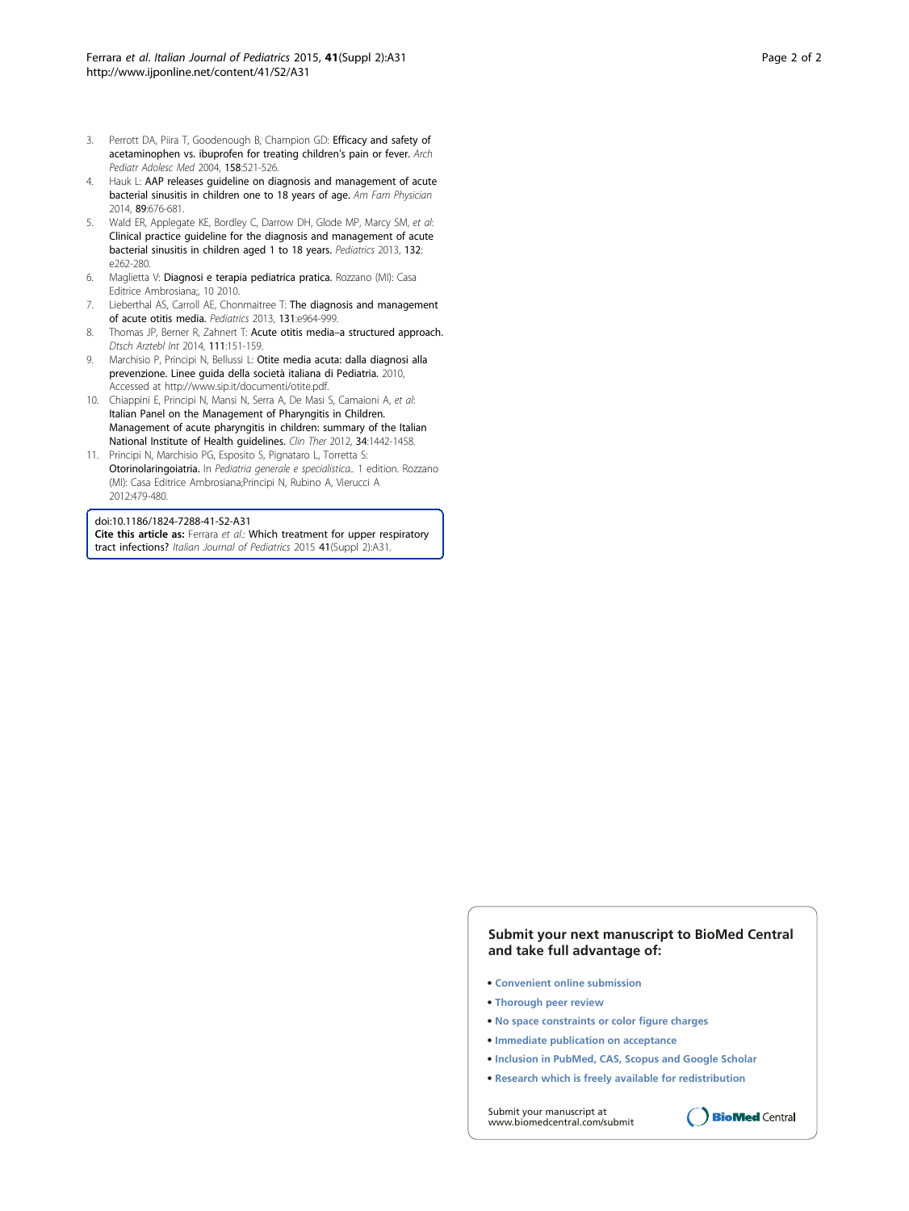3. Perrott DA, Piira T, Goodenough B, Champion GD: **Efficacy and safety of acetaminophen vs. ibuprofen for treating children's pain or fever.** *Arch Pediatr Adolesc Med* 2004, **158**:521-526.
4. Hauk L: **AAP releases guideline on diagnosis and management of acute bacterial sinusitis in children one to 18 years of age.** *Am Fam Physician* 2014, **89**:676-681.
5. Wald ER, Applegate KE, Bordley C, Darrow DH, Glode MP, Marcy SM, *et al*: **Clinical practice guideline for the diagnosis and management of acute bacterial sinusitis in children aged 1 to 18 years.** *Pediatrics* 2013, **132**: e262-280.
6. Maglietta V: **Diagnosi e terapia pediatrica pratica.** Rozzano (MI): Casa Editrice Ambrosiana;, 10 2010.
7. Lieberthal AS, Carroll AE, Chonmaitree T: **The diagnosis and management of acute otitis media.** *Pediatrics* 2013, **131**:e964-999.
8. Thomas JP, Berner R, Zahnert T: **Acute otitis media–a structured approach.** *Dtsch Arztebl Int* 2014, **111**:151-159.
9. Marchisio P, Principi N, Bellussi L: **Otite media acuta: dalla diagnosi alla prevenzione. Linee guida della società italiana di Pediatria.** 2010, Accessed at http://www.sip.it/documenti/otite.pdf.
10. Chiappini E, Principi N, Mansi N, Serra A, De Masi S, Camaioni A, *et al*: **Italian Panel on the Management of Pharyngitis in Children. Management of acute pharyngitis in children: summary of the Italian National Institute of Health guidelines.** *Clin Ther* 2012, **34**:1442-1458.
11. Principi N, Marchisio PG, Esposito S, Pignataro L, Torretta S: **Otorinolaringoiatria.** In *Pediatria generale e specialistica.*. 1 edition. Rozzano (MI): Casa Editrice Ambrosiana;Principi N, Rubino A, Vierucci A 2012:479-480.

doi:10.1186/1824-7288-41-S2-A31
**Cite this article as:** Ferrara *et al.*: Which treatment for upper respiratory tract infections? *Italian Journal of Pediatrics* 2015 **41**(Suppl 2):A31.

**Submit your next manuscript to BioMed Central and take full advantage of:**

- **Convenient online submission**
- **Thorough peer review**
- **No space constraints or color figure charges**
- **Immediate publication on acceptance**
- **Inclusion in PubMed, CAS, Scopus and Google Scholar**
- **Research which is freely available for redistribution**

Submit your manuscript at
www.biomedcentral.com/submit

BioMed Central